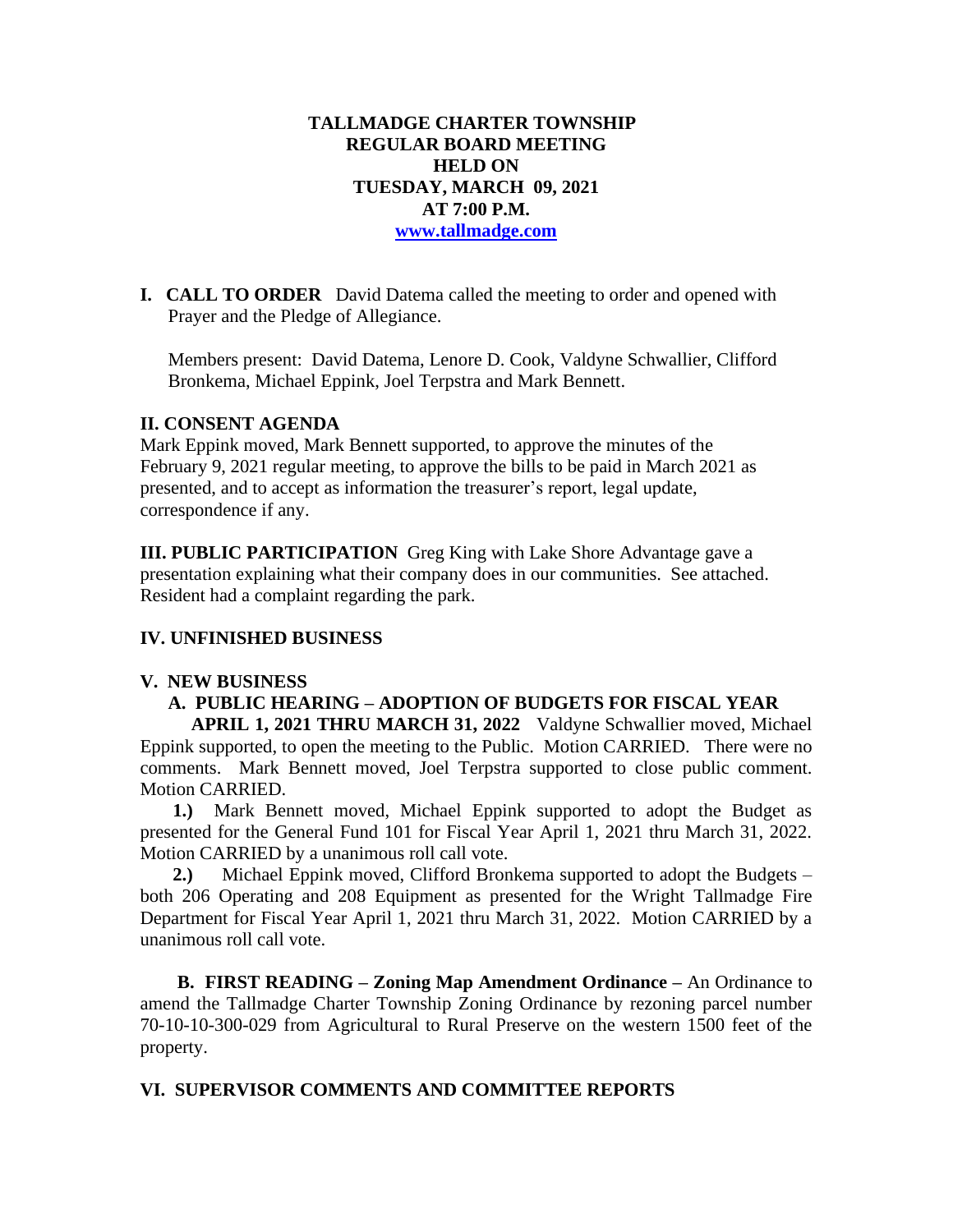**TALLMADGE CHARTER TOWNSHIP**
**REGULAR BOARD MEETING**
**HELD ON**
**TUESDAY, MARCH 09, 2021**
**AT 7:00 P.M.**
**[www.tallmadge.com](http://www.tallmadge.com)**

**I. CALL TO ORDER** David Datema called the meeting to order and opened with Prayer and the Pledge of Allegiance.

Members present: David Datema, Lenore D. Cook, Valdyne Schwallier, Clifford Bronkema, Michael Eppink, Joel Terpstra and Mark Bennett.

**II. CONSENT AGENDA**

Mark Eppink moved, Mark Bennett supported, to approve the minutes of the February 9, 2021 regular meeting, to approve the bills to be paid in March 2021 as presented, and to accept as information the treasurer's report, legal update, correspondence if any.

**III. PUBLIC PARTICIPATION** Greg King with Lake Shore Advantage gave a presentation explaining what their company does in our communities. See attached. Resident had a complaint regarding the park.

**IV. UNFINISHED BUSINESS**

**V. NEW BUSINESS**

**A. PUBLIC HEARING – ADOPTION OF BUDGETS FOR FISCAL YEAR APRIL 1, 2021 THRU MARCH 31, 2022** Valdyne Schwallier moved, Michael Eppink supported, to open the meeting to the Public. Motion CARRIED. There were no comments. Mark Bennett moved, Joel Terpstra supported to close public comment. Motion CARRIED.

**1.)** Mark Bennett moved, Michael Eppink supported to adopt the Budget as presented for the General Fund 101 for Fiscal Year April 1, 2021 thru March 31, 2022. Motion CARRIED by a unanimous roll call vote.

**2.)** Michael Eppink moved, Clifford Bronkema supported to adopt the Budgets – both 206 Operating and 208 Equipment as presented for the Wright Tallmadge Fire Department for Fiscal Year April 1, 2021 thru March 31, 2022. Motion CARRIED by a unanimous roll call vote.

**B. FIRST READING – Zoning Map Amendment Ordinance –** An Ordinance to amend the Tallmadge Charter Township Zoning Ordinance by rezoning parcel number 70-10-10-300-029 from Agricultural to Rural Preserve on the western 1500 feet of the property.

**VI. SUPERVISOR COMMENTS AND COMMITTEE REPORTS**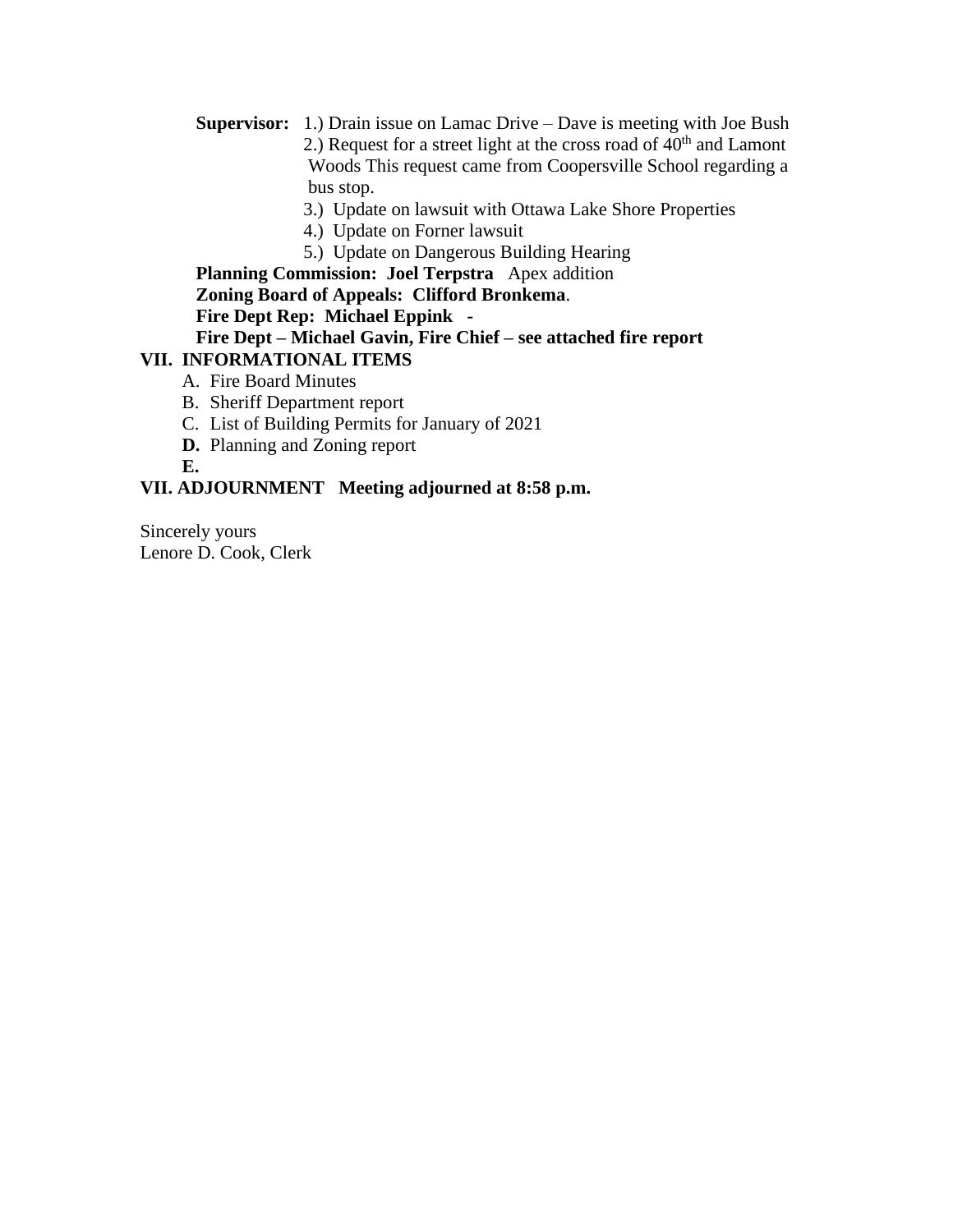**Supervisor:** 1.) Drain issue on Lamac Drive – Dave is meeting with Joe Bush
2.) Request for a street light at the cross road of 40th and Lamont Woods This request came from Coopersville School regarding a bus stop.
3.) Update on lawsuit with Ottawa Lake Shore Properties
4.) Update on Forner lawsuit
5.) Update on Dangerous Building Hearing

**Planning Commission: Joel Terpstra** Apex addition

**Zoning Board of Appeals: Clifford Bronkema**.

**Fire Dept Rep: Michael Eppink -**

**Fire Dept – Michael Gavin, Fire Chief – see attached fire report**

**VII. INFORMATIONAL ITEMS**

A. Fire Board Minutes
B. Sheriff Department report
C. List of Building Permits for January of 2021
**D.** Planning and Zoning report
**E.**

**VII. ADJOURNMENT Meeting adjourned at 8:58 p.m.**

Sincerely yours
Lenore D. Cook, Clerk